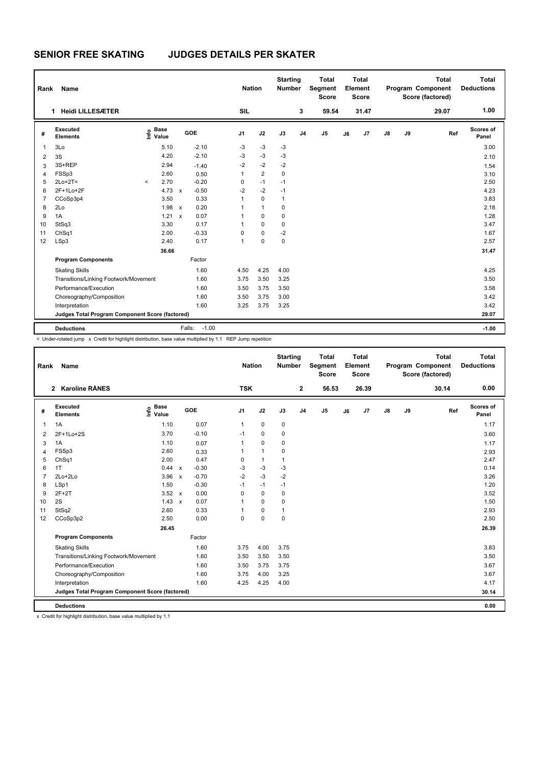# SENIOR FREE SKATING JUDGES DETAILS PER SKATER

| Rank | Name | Nation | Starting Number | Total Segment Score | Total Element Score | Total Program Component Score (factored) | Total Deductions |
|---|---|---|---|---|---|---|---|
| 1 | Heidi LILLESÆTER | SIL | 3 | 59.54 | 31.47 | 29.07 | 1.00 |

| # | Executed Elements | Info | Base Value | | GOE | J1 | J2 | J3 | J4 | J5 | J6 | J7 | J8 | J9 | Ref | Scores of Panel |
|---|---|---|---|---|---|---|---|---|---|---|---|---|---|---|---|---|
| 1 | 3Lo | | 5.10 | | -2.10 | -3 | -3 | -3 | | | | | | | | 3.00 |
| 2 | 3S | | 4.20 | | -2.10 | -3 | -3 | -3 | | | | | | | | 2.10 |
| 3 | 3S+REP | | 2.94 | | -1.40 | -2 | -2 | -2 | | | | | | | | 1.54 |
| 4 | FSSp3 | | 2.60 | | 0.50 | 1 | 2 | 0 | | | | | | | | 3.10 |
| 5 | 2Lo+2T< | < | 2.70 | | -0.20 | 0 | -1 | -1 | | | | | | | | 2.50 |
| 6 | 2F+1Lo+2F | | 4.73 | x | -0.50 | -2 | -2 | -1 | | | | | | | | 4.23 |
| 7 | CCoSp3p4 | | 3.50 | | 0.33 | 1 | 0 | 1 | | | | | | | | 3.83 |
| 8 | 2Lo | | 1.98 | x | 0.20 | 1 | 1 | 0 | | | | | | | | 2.18 |
| 9 | 1A | | 1.21 | x | 0.07 | 1 | 0 | 0 | | | | | | | | 1.28 |
| 10 | StSq3 | | 3.30 | | 0.17 | 1 | 0 | 0 | | | | | | | | 3.47 |
| 11 | ChSq1 | | 2.00 | | -0.33 | 0 | 0 | -2 | | | | | | | | 1.67 |
| 12 | LSp3 | | 2.40 | | 0.17 | 1 | 0 | 0 | | | | | | | | 2.57 |
| | | | 36.66 | | | | | | | | | | | | | 31.47 |
| | **Program Components** | | | | Factor | | | | | | | | | | | |
| | Skating Skills | | | | 1.60 | 4.50 | 4.25 | 4.00 | | | | | | | | 4.25 |
| | Transitions/Linking Footwork/Movement | | | | 1.60 | 3.75 | 3.50 | 3.25 | | | | | | | | 3.50 |
| | Performance/Execution | | | | 1.60 | 3.50 | 3.75 | 3.50 | | | | | | | | 3.58 |
| | Choreography/Composition | | | | 1.60 | 3.50 | 3.75 | 3.00 | | | | | | | | 3.42 |
| | Interpretation | | | | 1.60 | 3.25 | 3.75 | 3.25 | | | | | | | | 3.42 |
| | **Judges Total Program Component Score (factored)** | | | | | | | | | | | | | | | 29.07 |
| | **Deductions** | | | | Falls: -1.00 | | | | | | | | | | | -1.00 |

< Under-rotated jump x Credit for highlight distribution, base value multiplied by 1.1 REP Jump repetition

| Rank | Name | Nation | Starting Number | Total Segment Score | Total Element Score | Total Program Component Score (factored) | Total Deductions |
|---|---|---|---|---|---|---|---|
| 2 | Karoline RÅNES | TSK | 2 | 56.53 | 26.39 | 30.14 | 0.00 |

| # | Executed Elements | Info | Base Value | | GOE | J1 | J2 | J3 | J4 | J5 | J6 | J7 | J8 | J9 | Ref | Scores of Panel |
|---|---|---|---|---|---|---|---|---|---|---|---|---|---|---|---|---|
| 1 | 1A | | 1.10 | | 0.07 | 1 | 0 | 0 | | | | | | | | 1.17 |
| 2 | 2F+1Lo+2S | | 3.70 | | -0.10 | -1 | 0 | 0 | | | | | | | | 3.60 |
| 3 | 1A | | 1.10 | | 0.07 | 1 | 0 | 0 | | | | | | | | 1.17 |
| 4 | FSSp3 | | 2.60 | | 0.33 | 1 | 1 | 0 | | | | | | | | 2.93 |
| 5 | ChSq1 | | 2.00 | | 0.47 | 0 | 1 | 1 | | | | | | | | 2.47 |
| 6 | 1T | | 0.44 | x | -0.30 | -3 | -3 | -3 | | | | | | | | 0.14 |
| 7 | 2Lo+2Lo | | 3.96 | x | -0.70 | -2 | -3 | -2 | | | | | | | | 3.26 |
| 8 | LSp1 | | 1.50 | | -0.30 | -1 | -1 | -1 | | | | | | | | 1.20 |
| 9 | 2F+2T | | 3.52 | x | 0.00 | 0 | 0 | 0 | | | | | | | | 3.52 |
| 10 | 2S | | 1.43 | x | 0.07 | 1 | 0 | 0 | | | | | | | | 1.50 |
| 11 | StSq2 | | 2.60 | | 0.33 | 1 | 0 | 1 | | | | | | | | 2.93 |
| 12 | CCoSp3p2 | | 2.50 | | 0.00 | 0 | 0 | 0 | | | | | | | | 2.50 |
| | | | 26.45 | | | | | | | | | | | | | 26.39 |
| | **Program Components** | | | | Factor | | | | | | | | | | | |
| | Skating Skills | | | | 1.60 | 3.75 | 4.00 | 3.75 | | | | | | | | 3.83 |
| | Transitions/Linking Footwork/Movement | | | | 1.60 | 3.50 | 3.50 | 3.50 | | | | | | | | 3.50 |
| | Performance/Execution | | | | 1.60 | 3.50 | 3.75 | 3.75 | | | | | | | | 3.67 |
| | Choreography/Composition | | | | 1.60 | 3.75 | 4.00 | 3.25 | | | | | | | | 3.67 |
| | Interpretation | | | | 1.60 | 4.25 | 4.25 | 4.00 | | | | | | | | 4.17 |
| | **Judges Total Program Component Score (factored)** | | | | | | | | | | | | | | | 30.14 |
| | **Deductions** | | | | | | | | | | | | | | | 0.00 |

x Credit for highlight distribution, base value multiplied by 1.1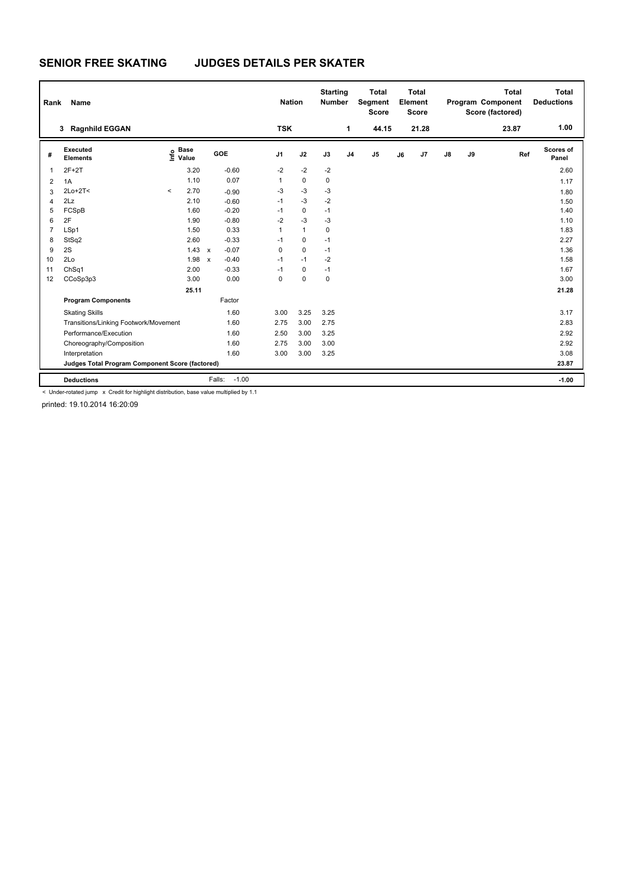# SENIOR FREE SKATING JUDGES DETAILS PER SKATER

| Rank | Name | Nation | Starting Number | Total Segment Score | Total Element Score | Total Program Component Score (factored) | Total Deductions |
|---|---|---|---|---|---|---|---|
| 3 | Ragnhild EGGAN | TSK | 1 | 44.15 | 21.28 | 23.87 | 1.00 |

| # | Executed Elements | Info | Base Value | | GOE | J1 | J2 | J3 | J4 | J5 | J6 | J7 | J8 | J9 | Ref | Scores of Panel |
|---|---|---|---|---|---|---|---|---|---|---|---|---|---|---|---|---|
| 1 | 2F+2T | | 3.20 | | -0.60 | -2 | -2 | -2 | | | | | | | | 2.60 |
| 2 | 1A | | 1.10 | | 0.07 | 1 | 0 | 0 | | | | | | | | 1.17 |
| 3 | 2Lo+2T< | < | 2.70 | | -0.90 | -3 | -3 | -3 | | | | | | | | 1.80 |
| 4 | 2Lz | | 2.10 | | -0.60 | -1 | -3 | -2 | | | | | | | | 1.50 |
| 5 | FCSpB | | 1.60 | | -0.20 | -1 | 0 | -1 | | | | | | | | 1.40 |
| 6 | 2F | | 1.90 | | -0.80 | -2 | -3 | -3 | | | | | | | | 1.10 |
| 7 | LSp1 | | 1.50 | | 0.33 | 1 | 1 | 0 | | | | | | | | 1.83 |
| 8 | StSq2 | | 2.60 | | -0.33 | -1 | 0 | -1 | | | | | | | | 2.27 |
| 9 | 2S | | 1.43 | x | -0.07 | 0 | 0 | -1 | | | | | | | | 1.36 |
| 10 | 2Lo | | 1.98 | x | -0.40 | -1 | -1 | -2 | | | | | | | | 1.58 |
| 11 | ChSq1 | | 2.00 | | -0.33 | -1 | 0 | -1 | | | | | | | | 1.67 |
| 12 | CCoSp3p3 | | 3.00 | | 0.00 | 0 | 0 | 0 | | | | | | | | 3.00 |
| | | | 25.11 | | | | | | | | | | | | | 21.28 |
| | **Program Components** | | | | Factor | | | | | | | | | | | |
| | Skating Skills | | | | 1.60 | 3.00 | 3.25 | 3.25 | | | | | | | | 3.17 |
| | Transitions/Linking Footwork/Movement | | | | 1.60 | 2.75 | 3.00 | 2.75 | | | | | | | | 2.83 |
| | Performance/Execution | | | | 1.60 | 2.50 | 3.00 | 3.25 | | | | | | | | 2.92 |
| | Choreography/Composition | | | | 1.60 | 2.75 | 3.00 | 3.00 | | | | | | | | 2.92 |
| | Interpretation | | | | 1.60 | 3.00 | 3.00 | 3.25 | | | | | | | | 3.08 |
| | **Judges Total Program Component Score (factored)** | | | | | | | | | | | | | | | 23.87 |
| | **Deductions** | | | | Falls: -1.00 | | | | | | | | | | | -1.00 |

< Under-rotated jump x Credit for highlight distribution, base value multiplied by 1.1

printed: 19.10.2014 16:20:09